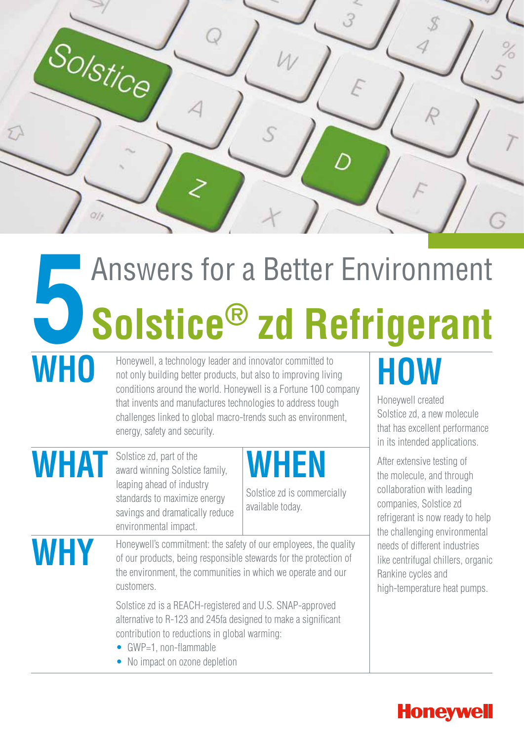# 5 Answers for a Better Environment

# Solstice® zd Refrigerant

## WHO

Honeywell, a technology leader and innovator committed to not only building better products, but also to improving living conditions around the world. Honeywell is a Fortune 100 company that invents and manufactures technologies to address tough challenges linked to global macro-trends such as environment, energy, safety and security.

## WHAT

Solstice zd, part of the award winning Solstice family, leaping ahead of industry standards to maximize energy savings and dramatically reduce environmental impact.

## WHEN

Solstice zd is commercially available today.

## WHY

Honeywell's commitment: the safety of our employees, the quality of our products, being responsible stewards for the protection of the environment, the communities in which we operate and our customers.

Solstice zd is a REACH-registered and U.S. SNAP-approved alternative to R-123 and 245fa designed to make a significant contribution to reductions in global warming:

- GWP=1, non-flammable
- No impact on ozone depletion

## HOW

Honeywell created Solstice zd, a new molecule that has excellent performance in its intended applications.

After extensive testing of the molecule, and through collaboration with leading companies, Solstice zd refrigerant is now ready to help the challenging environmental needs of different industries like centrifugal chillers, organic Rankine cycles and high-temperature heat pumps.

Honeywell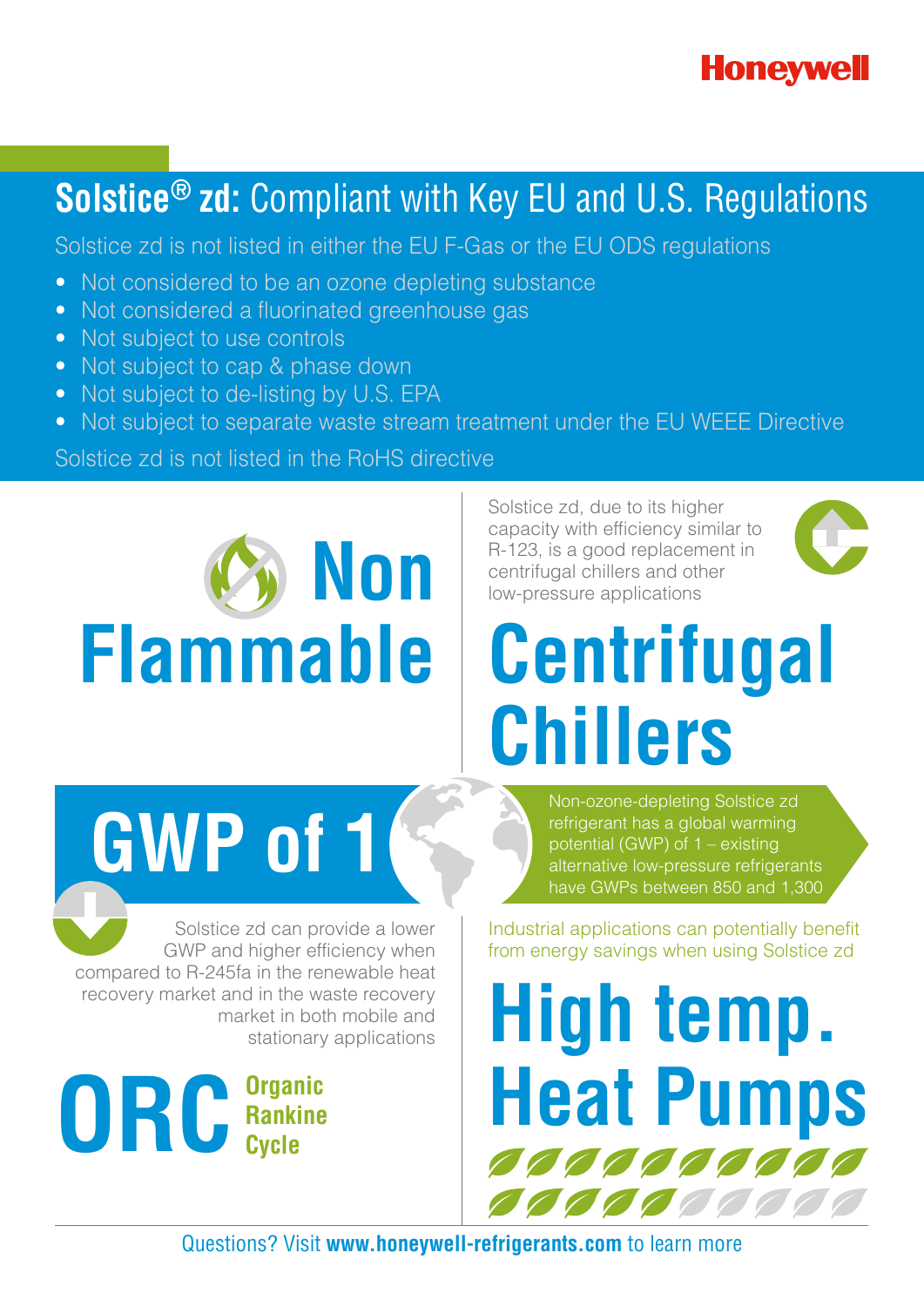## Solstice® zd: Compliant with Key EU and U.S. Regulations

Solstice zd is not listed in either the EU F-Gas or the EU ODS regulations

- Not considered to be an ozone depleting substance
- Not considered a fluorinated greenhouse gas
- Not subject to use controls
- Not subject to cap & phase down
- Not subject to de-listing by U.S. EPA
- Not subject to separate waste stream treatment under the EU WEEE Directive

Solstice zd is not listed in the RoHS directive

# Non Flammable

Solstice zd, due to its higher capacity with efficiency similar to R-123, is a good replacement in centrifugal chillers and other low-pressure applications

# Centrifugal Chillers

# GWP of 1

Non-ozone-depleting Solstice zd refrigerant has a global warming potential (GWP) of 1 – existing alternative low-pressure refrigerants have GWPs between 850 and 1,300

Solstice zd can provide a lower GWP and higher efficiency when compared to R-245fa in the renewable heat recovery market and in the waste recovery market in both mobile and stationary applications

# ORC

**Organic Rankine Cycle**

Industrial applications can potentially benefit from energy savings when using Solstice zd

# High temp. Heat Pumps

Questions? Visit **www.honeywell-refrigerants.com** to learn more